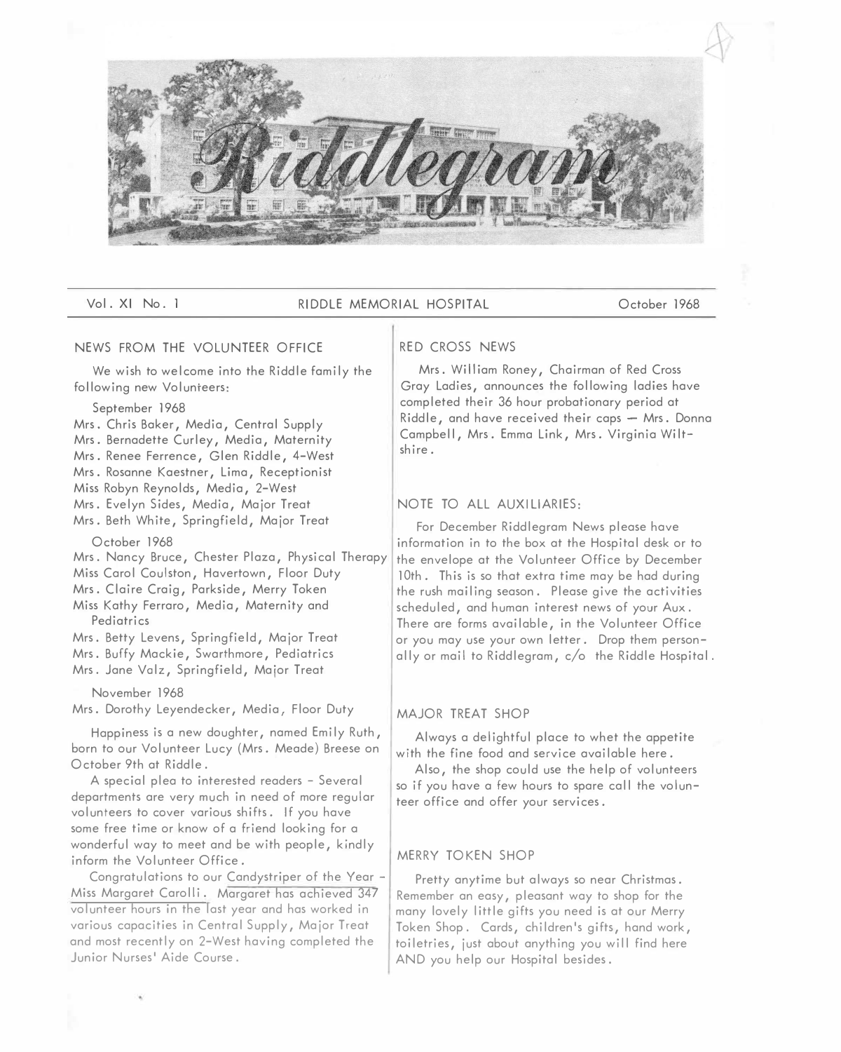# Riddlegram

Vol. XI No. 1 RIDDLE MEMORIAL HOSPITAL October 1968

## NEWS FROM THE VOLUNTEER OFFICE

We wish to welcome into the Riddle family the following new Volunteers:

September 1968

Mrs. Chris Baker, Media, Central Supply
Mrs. Bernadette Curley, Media, Maternity
Mrs. Renee Ferrence, Glen Riddle, 4-West
Mrs. Rosanne Kaestner, Lima, Receptionist
Miss Robyn Reynolds, Media, 2-West
Mrs. Evelyn Sides, Media, Major Treat
Mrs. Beth White, Springfield, Major Treat

October 1968

Mrs. Nancy Bruce, Chester Plaza, Physical Therapy
Miss Carol Coulston, Havertown, Floor Duty
Mrs. Claire Craig, Parkside, Merry Token
Miss Kathy Ferraro, Media, Maternity and Pediatrics
Mrs. Betty Levens, Springfield, Major Treat
Mrs. Buffy Mackie, Swarthmore, Pediatrics
Mrs. Jane Valz, Springfield, Major Treat

November 1968

Mrs. Dorothy Leyendecker, Media, Floor Duty

Happiness is a new doughter, named Emily Ruth, born to our Volunteer Lucy (Mrs. Meade) Breese on October 9th at Riddle.

A special plea to interested readers - Several departments are very much in need of more regular volunteers to cover various shifts. If you have some free time or know of a friend looking for a wonderful way to meet and be with people, kindly inform the Volunteer Office.

Congratulations to our Candystriper of the Year - Miss Margaret Carolli. Margaret has achieved 347 volunteer hours in the last year and has worked in various capacities in Central Supply, Major Treat and most recently on 2-West having completed the Junior Nurses' Aide Course.

## RED CROSS NEWS

Mrs. William Roney, Chairman of Red Cross Gray Ladies, announces the following ladies have completed their 36 hour probationary period at Riddle, and have received their caps — Mrs. Donna Campbell, Mrs. Emma Link, Mrs. Virginia Wiltshire.

## NOTE TO ALL AUXILIARIES:

For December Riddlegram News please have information in to the box at the Hospital desk or to the envelope at the Volunteer Office by December 10th. This is so that extra time may be had during the rush mailing season. Please give the activities scheduled, and human interest news of your Aux. There are forms available, in the Volunteer Office or you may use your own letter. Drop them personally or mail to Riddlegram, c/o the Riddle Hospital.

## MAJOR TREAT SHOP

Always a delightful place to whet the appetite with the fine food and service available here.

Also, the shop could use the help of volunteers so if you have a few hours to spare call the volunteer office and offer your services.

## MERRY TOKEN SHOP

Pretty anytime but always so near Christmas. Remember an easy, pleasant way to shop for the many lovely little gifts you need is at our Merry Token Shop. Cards, children's gifts, hand work, toiletries, just about anything you will find here AND you help our Hospital besides.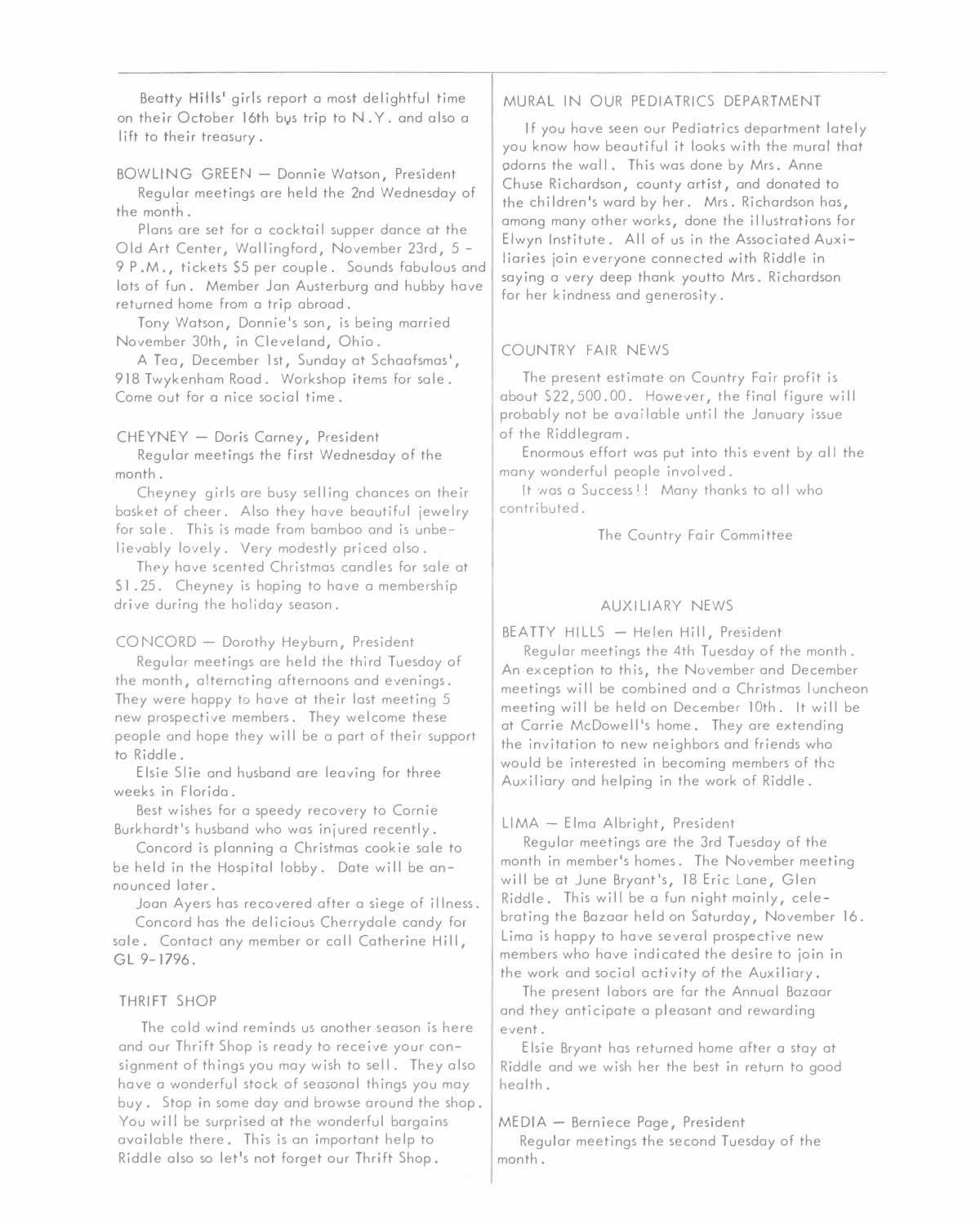Beatty Hills' girls report a most delightful time on their October 16th bus trip to N.Y. and also a lift to their treasury.

BOWLING GREEN — Donnie Watson, President

Regular meetings are held the 2nd Wednesday of the month.

Plans are set for a cocktail supper dance at the Old Art Center, Wallingford, November 23rd, 5 - 9 P.M., tickets $5 per couple. Sounds fabulous and lots of fun. Member Jan Austerburg and hubby have returned home from a trip abroad.

Tony Watson, Donnie's son, is being married November 30th, in Cleveland, Ohio.

A Tea, December 1st, Sunday at Schaafsmas', 918 Twykenham Road. Workshop items for sale. Come out for a nice social time.

CHEYNEY — Doris Carney, President

Regular meetings the first Wednesday of the month.

Cheyney girls are busy selling chances on their basket of cheer. Also they have beautiful jewelry for sale. This is made from bamboo and is unbelievably lovely. Very modestly priced also.

They have scented Christmas candles for sale at $1.25. Cheyney is hoping to have a membership drive during the holiday season.

CONCORD — Dorothy Heyburn, President

Regular meetings are held the third Tuesday of the month, alternating afternoons and evenings. They were happy to have at their last meeting 5 new prospective members. They welcome these people and hope they will be a part of their support to Riddle.

Elsie Slie and husband are leaving for three weeks in Florida.

Best wishes for a speedy recovery to Cornie Burkhardt's husband who was injured recently.

Concord is planning a Christmas cookie sale to be held in the Hospital lobby. Date will be announced later.

Joan Ayers has recovered after a siege of illness.

Concord has the delicious Cherrydale candy for sale. Contact any member or call Catherine Hill, GL 9-1796.

## THRIFT SHOP

The cold wind reminds us another season is here and our Thrift Shop is ready to receive your consignment of things you may wish to sell. They also have a wonderful stock of seasonal things you may buy. Stop in some day and browse around the shop. You will be surprised at the wonderful bargains available there. This is an important help to Riddle also so let's not forget our Thrift Shop.

## MURAL IN OUR PEDIATRICS DEPARTMENT

If you have seen our Pediatrics department lately you know how beautiful it looks with the mural that adorns the wall. This was done by Mrs. Anne Chuse Richardson, county artist, and donated to the children's ward by her. Mrs. Richardson has, among many other works, done the illustrations for Elwyn Institute. All of us in the Associated Auxiliaries join everyone connected with Riddle in saying a very deep thank youtto Mrs. Richardson for her kindness and generosity.

## COUNTRY FAIR NEWS

The present estimate on Country Fair profit is about $22,500.00. However, the final figure will probably not be available until the January issue of the Riddlegram.

Enormous effort was put into this event by all the many wonderful people involved.

It was a Success!! Many thanks to all who contributed.

The Country Fair Committee

## AUXILIARY NEWS

BEATTY HILLS — Helen Hill, President

Regular meetings the 4th Tuesday of the month. An exception to this, the November and December meetings will be combined and a Christmas luncheon meeting will be held on December 10th. It will be at Carrie McDowell's home. They are extending the invitation to new neighbors and friends who would be interested in becoming members of the Auxiliary and helping in the work of Riddle.

LIMA — Elma Albright, President

Regular meetings are the 3rd Tuesday of the month in member's homes. The November meeting will be at June Bryant's, 18 Eric Lane, Glen Riddle. This will be a fun night mainly, celebrating the Bazaar held on Saturday, November 16. Lima is happy to have several prospective new members who have indicated the desire to join in the work and social activity of the Auxiliary.

The present labors are for the Annual Bazaar and they anticipate a pleasant and rewarding event.

Elsie Bryant has returned home after a stay at Riddle and we wish her the best in return to good health.

MEDIA — Berniece Page, President

Regular meetings the second Tuesday of the month.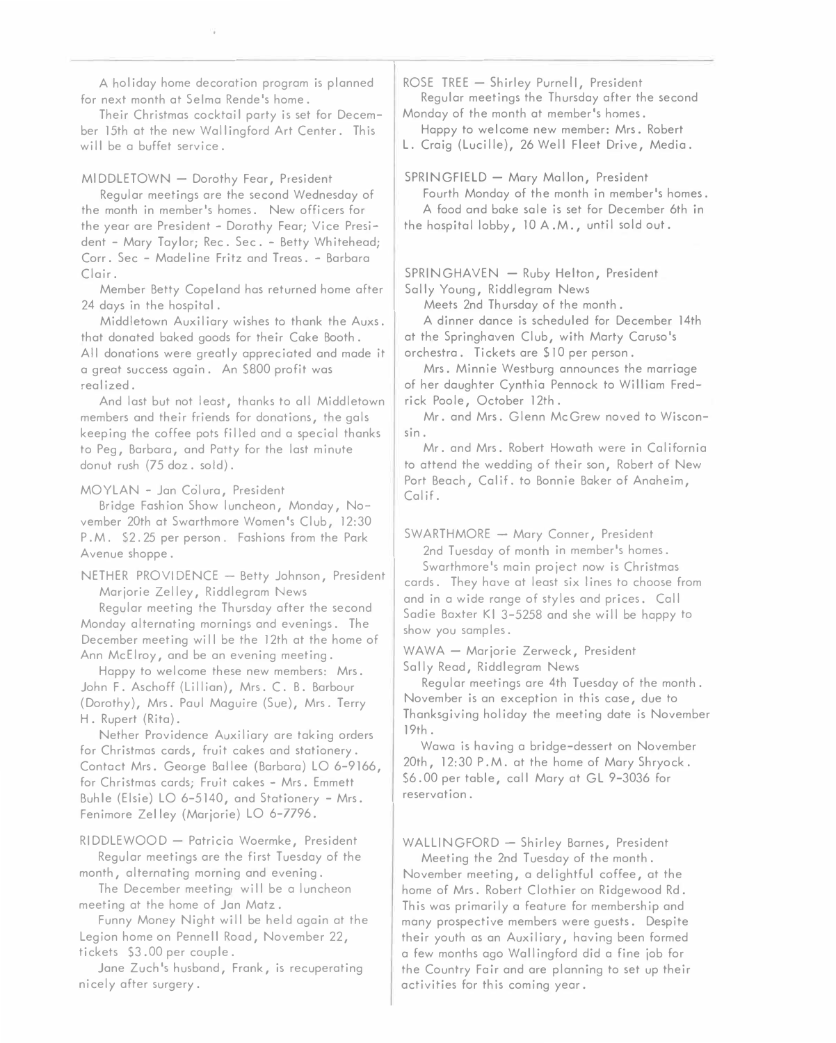A holiday home decoration program is planned for next month at Selma Rende's home.

Their Christmas cocktail party is set for December 15th at the new Wallingford Art Center. This will be a buffet service.

MIDDLETOWN — Dorothy Fear, President

Regular meetings are the second Wednesday of the month in member's homes. New officers for the year are President - Dorothy Fear; Vice President - Mary Taylor; Rec. Sec. - Betty Whitehead; Corr. Sec - Madeline Fritz and Treas. - Barbara Clair.

Member Betty Copeland has returned home after 24 days in the hospital.

Middletown Auxiliary wishes to thank the Auxs. that donated baked goods for their Cake Booth. All donations were greatly appreciated and made it a great success again. An $800 profit was realized.

And last but not least, thanks to all Middletown members and their friends for donations, the gals keeping the coffee pots filled and a special thanks to Peg, Barbara, and Patty for the last minute donut rush (75 doz. sold).

MOYLAN - Jan Colura, President

Bridge Fashion Show luncheon, Monday, November 20th at Swarthmore Women's Club, 12:30 P.M. $2.25 per person. Fashions from the Park Avenue shoppe.

NETHER PROVIDENCE — Betty Johnson, President
Marjorie Zelley, Riddlegram News

Regular meeting the Thursday after the second Monday alternating mornings and evenings. The December meeting will be the 12th at the home of Ann McElroy, and be an evening meeting.

Happy to welcome these new members: Mrs. John F. Aschoff (Lillian), Mrs. C. B. Barbour (Dorothy), Mrs. Paul Maguire (Sue), Mrs. Terry H. Rupert (Rita).

Nether Providence Auxiliary are taking orders for Christmas cards, fruit cakes and stationery. Contact Mrs. George Ballee (Barbara) LO 6-9166, for Christmas cards; Fruit cakes - Mrs. Emmett Buhle (Elsie) LO 6-5140, and Stationery - Mrs. Fenimore Zelley (Marjorie) LO 6-7796.

RIDDLEWOOD — Patricia Woermke, President

Regular meetings are the first Tuesday of the month, alternating morning and evening.

The December meeting will be a luncheon meeting at the home of Jan Matz.

Funny Money Night will be held again at the Legion home on Pennell Road, November 22, tickets $3.00 per couple.

Jane Zuch's husband, Frank, is recuperating nicely after surgery.

ROSE TREE — Shirley Purnell, President

Regular meetings the Thursday after the second Monday of the month at member's homes.

Happy to welcome new member: Mrs. Robert L. Craig (Lucille), 26 Well Fleet Drive, Media.

SPRINGFIELD — Mary Mallon, President

Fourth Monday of the month in member's homes.

A food and bake sale is set for December 6th in the hospital lobby, 10 A.M., until sold out.

SPRINGHAVEN — Ruby Helton, President
Sally Young, Riddlegram News

Meets 2nd Thursday of the month.

A dinner dance is scheduled for December 14th at the Springhaven Club, with Marty Caruso's orchestra. Tickets are $10 per person.

Mrs. Minnie Westburg announces the marriage of her daughter Cynthia Pennock to William Fredrick Poole, October 12th.

Mr. and Mrs. Glenn McGrew noved to Wisconsin.

Mr. and Mrs. Robert Howath were in California to attend the wedding of their son, Robert of New Port Beach, Calif. to Bonnie Baker of Anaheim, Calif.

SWARTHMORE — Mary Conner, President

2nd Tuesday of month in member's homes.

Swarthmore's main project now is Christmas cards. They have at least six lines to choose from and in a wide range of styles and prices. Call Sadie Baxter KI 3-5258 and she will be happy to show you samples.

WAWA — Marjorie Zerweck, President
Sally Read, Riddlegram News

Regular meetings are 4th Tuesday of the month. November is an exception in this case, due to Thanksgiving holiday the meeting date is November 19th.

Wawa is having a bridge-dessert on November 20th, 12:30 P.M. at the home of Mary Shryock. $6.00 per table, call Mary at GL 9-3036 for reservation.

WALLINGFORD — Shirley Barnes, President

Meeting the 2nd Tuesday of the month. November meeting, a delightful coffee, at the home of Mrs. Robert Clothier on Ridgewood Rd. This was primarily a feature for membership and many prospective members were guests. Despite their youth as an Auxiliary, having been formed a few months ago Wallingford did a fine job for the Country Fair and are planning to set up their activities for this coming year.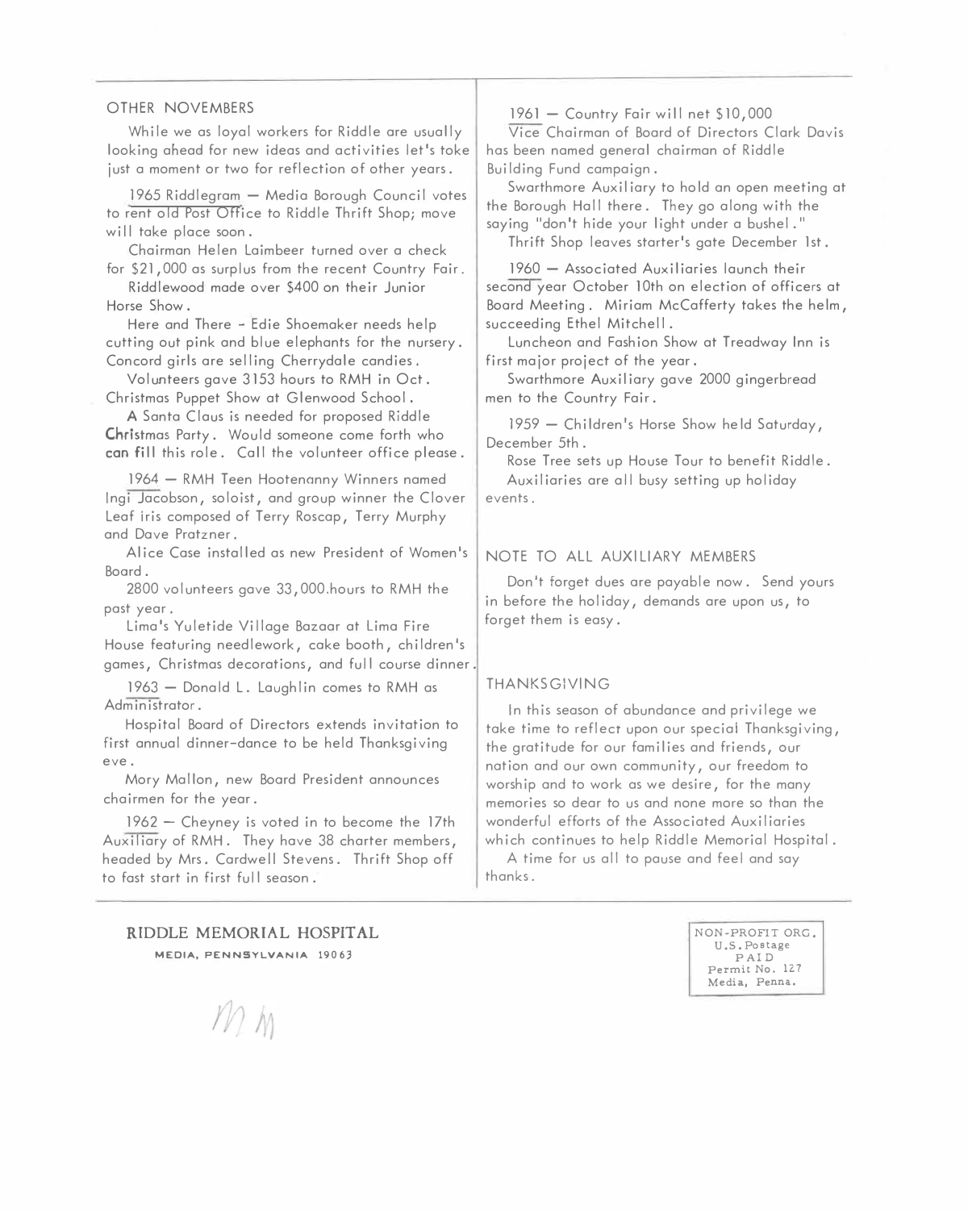## OTHER NOVEMBERS

While we as loyal workers for Riddle are usually looking ahead for new ideas and activities let's take just a moment or two for reflection of other years.

1965 Riddlegram — Media Borough Council votes to rent old Post Office to Riddle Thrift Shop; move will take place soon.

Chairman Helen Laimbeer turned over a check for $21,000 as surplus from the recent Country Fair.

Riddlewood made over $400 on their Junior Horse Show.

Here and There - Edie Shoemaker needs help cutting out pink and blue elephants for the nursery. Concord girls are selling Cherrydale candies.

Volunteers gave 3153 hours to RMH in Oct. Christmas Puppet Show at Glenwood School.

A Santa Claus is needed for proposed Riddle **Christmas** Party. Would someone come forth who **can fill** this role. Call the volunteer office please.

1964 — RMH Teen Hootenanny Winners named Ingi Jacobson, soloist, and group winner the Clover Leaf iris composed of Terry Roscap, Terry Murphy and Dave Pratzner.

Alice Case installed as new President of Women's Board.

2800 volunteers gave 33,000.hours to RMH the past year.

Lima's Yuletide Village Bazaar at Lima Fire House featuring needlework, cake booth, children's games, Christmas decorations, and full course dinner.

1963 — Donald L. Laughlin comes to RMH as Administrator.

Hospital Board of Directors extends invitation to first annual dinner-dance to be held Thanksgiving eve.

Mory Mallon, new Board President announces chairmen for the year.

1962 — Cheyney is voted in to become the 17th Auxiliary of RMH. They have 38 charter members, headed by Mrs. Cardwell Stevens. Thrift Shop off to fast start in first full season.

1961 — Country Fair will net $10,000

Vice Chairman of Board of Directors Clark Davis has been named general chairman of Riddle Building Fund campaign.

Swarthmore Auxiliary to hold an open meeting at the Borough Hall there. They go along with the saying "don't hide your light under a bushel."

Thrift Shop leaves starter's gate December 1st.

1960 — Associated Auxiliaries launch their second year October 10th on election of officers at Board Meeting. Miriam McCafferty takes the helm, succeeding Ethel Mitchell.

Luncheon and Fashion Show at Treadway Inn is first major project of the year.

Swarthmore Auxiliary gave 2000 gingerbread men to the Country Fair.

1959 — Children's Horse Show held Saturday, December 5th.

Rose Tree sets up House Tour to benefit Riddle.

Auxiliaries are all busy setting up holiday events.

## NOTE TO ALL AUXILIARY MEMBERS

Don't forget dues are payable now. Send yours in before the holiday, demands are upon us, to forget them is easy.

## THANKSGIVING

In this season of abundance and privilege we take time to reflect upon our special Thanksgiving, the gratitude for our families and friends, our nation and our own community, our freedom to worship and to work as we desire, for the many memories so dear to us and none more so than the wonderful efforts of the Associated Auxiliaries which continues to help Riddle Memorial Hospital.

A time for us all to pause and feel and say thanks.

RIDDLE MEMORIAL HOSPITAL
MEDIA, PENNSYLVANIA 19063

NON-PROFIT ORG.
U.S. Postage
PAID
Permit No. 127
Media, Penna.

MM